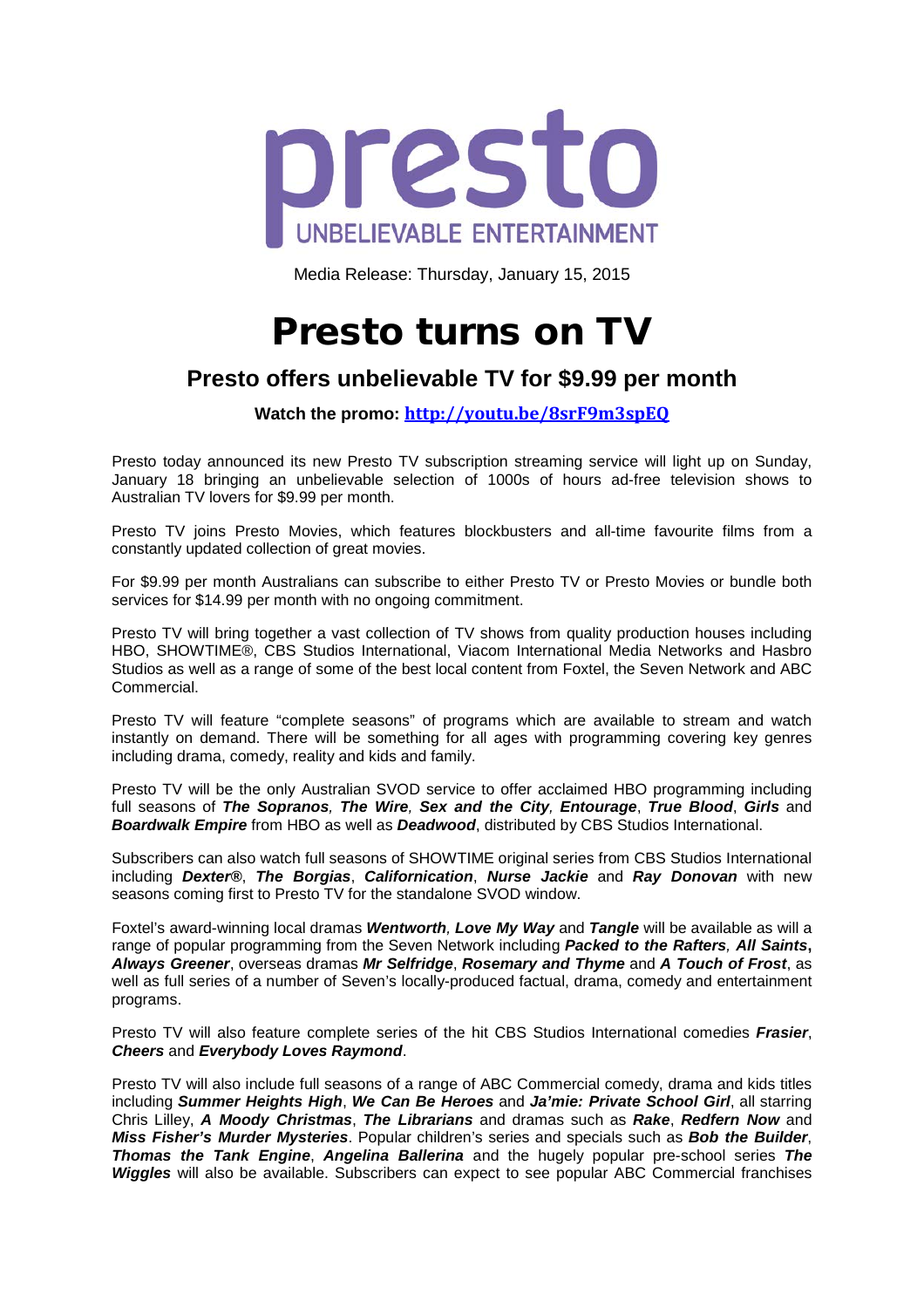presto

UNBELIEVABLE ENTERTAINMENT

Media Release: Thursday, January 15, 2015

# Presto turns on TV

## Presto offers unbelievable TV for $9.99 per month

**Watch the promo: http://youtu.be/8srF9m3spEQ**

Presto today announced its new Presto TV subscription streaming service will light up on Sunday, January 18 bringing an unbelievable selection of 1000s of hours ad-free television shows to Australian TV lovers for $9.99 per month.

Presto TV joins Presto Movies, which features blockbusters and all-time favourite films from a constantly updated collection of great movies.

For $9.99 per month Australians can subscribe to either Presto TV or Presto Movies or bundle both services for $14.99 per month with no ongoing commitment.

Presto TV will bring together a vast collection of TV shows from quality production houses including HBO, SHOWTIME®, CBS Studios International, Viacom International Media Networks and Hasbro Studios as well as a range of some of the best local content from Foxtel, the Seven Network and ABC Commercial.

Presto TV will feature "complete seasons" of programs which are available to stream and watch instantly on demand. There will be something for all ages with programming covering key genres including drama, comedy, reality and kids and family.

Presto TV will be the only Australian SVOD service to offer acclaimed HBO programming including full seasons of ***The Sopranos**, **The Wire**, **Sex and the City**, **Entourage***, ***True Blood***, ***Girls*** and ***Boardwalk Empire*** from HBO as well as ***Deadwood***, distributed by CBS Studios International.

Subscribers can also watch full seasons of SHOWTIME original series from CBS Studios International including ***Dexter®***, ***The Borgias***, ***Californication***, ***Nurse Jackie*** and ***Ray Donovan*** with new seasons coming first to Presto TV for the standalone SVOD window.

Foxtel's award-winning local dramas ***Wentworth**, **Love My Way*** and ***Tangle*** will be available as will a range of popular programming from the Seven Network including ***Packed to the Rafters**, **All Saints**,* ***Always Greener***, overseas dramas ***Mr Selfridge***, ***Rosemary and Thyme*** and ***A Touch of Frost***, as well as full series of a number of Seven's locally-produced factual, drama, comedy and entertainment programs.

Presto TV will also feature complete series of the hit CBS Studios International comedies ***Frasier***, ***Cheers*** and ***Everybody Loves Raymond***.

Presto TV will also include full seasons of a range of ABC Commercial comedy, drama and kids titles including ***Summer Heights High***, ***We Can Be Heroes*** and ***Ja'mie: Private School Girl***, all starring Chris Lilley, ***A Moody Christmas***, ***The Librarians*** and dramas such as ***Rake***, ***Redfern Now*** and ***Miss Fisher's Murder Mysteries***. Popular children's series and specials such as ***Bob the Builder***, ***Thomas the Tank Engine***, ***Angelina Ballerina*** and the hugely popular pre-school series ***The Wiggles*** will also be available. Subscribers can expect to see popular ABC Commercial franchises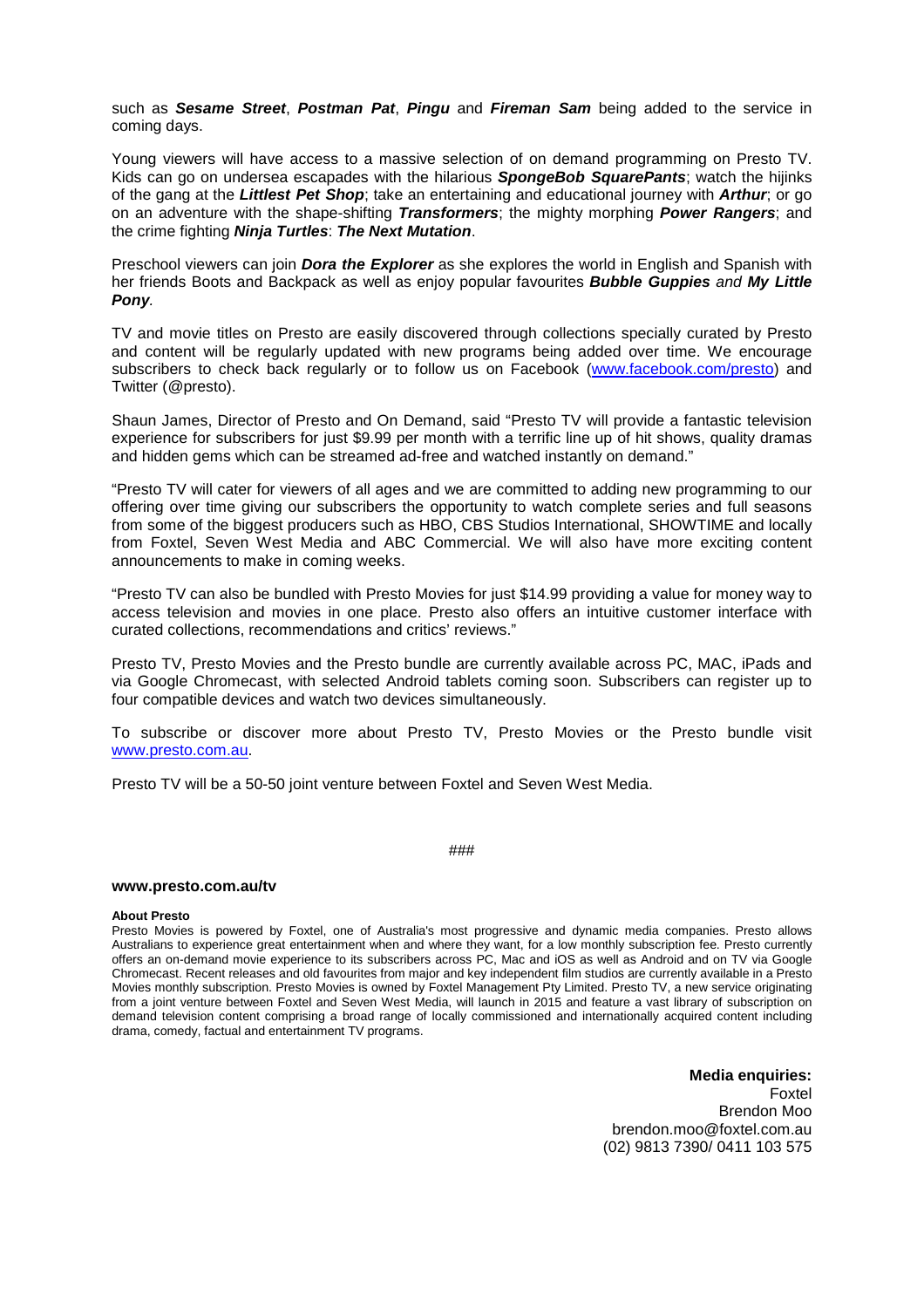such as ***Sesame Street***, ***Postman Pat***, ***Pingu*** and ***Fireman Sam*** being added to the service in coming days.

Young viewers will have access to a massive selection of on demand programming on Presto TV. Kids can go on undersea escapades with the hilarious ***SpongeBob SquarePants***; watch the hijinks of the gang at the ***Littlest Pet Shop***; take an entertaining and educational journey with ***Arthur***; or go on an adventure with the shape-shifting ***Transformers***; the mighty morphing ***Power Rangers***; and the crime fighting ***Ninja Turtles***: ***The Next Mutation***.

Preschool viewers can join ***Dora the Explorer*** as she explores the world in English and Spanish with her friends Boots and Backpack as well as enjoy popular favourites ***Bubble Guppies*** *and* ***My Little Pony***.

TV and movie titles on Presto are easily discovered through collections specially curated by Presto and content will be regularly updated with new programs being added over time. We encourage subscribers to check back regularly or to follow us on Facebook ([www.facebook.com/presto](www.facebook.com/presto)) and Twitter (@presto).

Shaun James, Director of Presto and On Demand, said "Presto TV will provide a fantastic television experience for subscribers for just $9.99 per month with a terrific line up of hit shows, quality dramas and hidden gems which can be streamed ad-free and watched instantly on demand."

"Presto TV will cater for viewers of all ages and we are committed to adding new programming to our offering over time giving our subscribers the opportunity to watch complete series and full seasons from some of the biggest producers such as HBO, CBS Studios International, SHOWTIME and locally from Foxtel, Seven West Media and ABC Commercial. We will also have more exciting content announcements to make in coming weeks.

"Presto TV can also be bundled with Presto Movies for just $14.99 providing a value for money way to access television and movies in one place. Presto also offers an intuitive customer interface with curated collections, recommendations and critics' reviews."

Presto TV, Presto Movies and the Presto bundle are currently available across PC, MAC, iPads and via Google Chromecast, with selected Android tablets coming soon. Subscribers can register up to four compatible devices and watch two devices simultaneously.

To subscribe or discover more about Presto TV, Presto Movies or the Presto bundle visit [www.presto.com.au](www.presto.com.au).

Presto TV will be a 50-50 joint venture between Foxtel and Seven West Media.

###

**www.presto.com.au/tv**

**About Presto**

Presto Movies is powered by Foxtel, one of Australia's most progressive and dynamic media companies. Presto allows Australians to experience great entertainment when and where they want, for a low monthly subscription fee. Presto currently offers an on-demand movie experience to its subscribers across PC, Mac and iOS as well as Android and on TV via Google Chromecast. Recent releases and old favourites from major and key independent film studios are currently available in a Presto Movies monthly subscription. Presto Movies is owned by Foxtel Management Pty Limited. Presto TV, a new service originating from a joint venture between Foxtel and Seven West Media, will launch in 2015 and feature a vast library of subscription on demand television content comprising a broad range of locally commissioned and internationally acquired content including drama, comedy, factual and entertainment TV programs.

**Media enquiries:**
Foxtel
Brendon Moo
brendon.moo@foxtel.com.au
(02) 9813 7390/ 0411 103 575